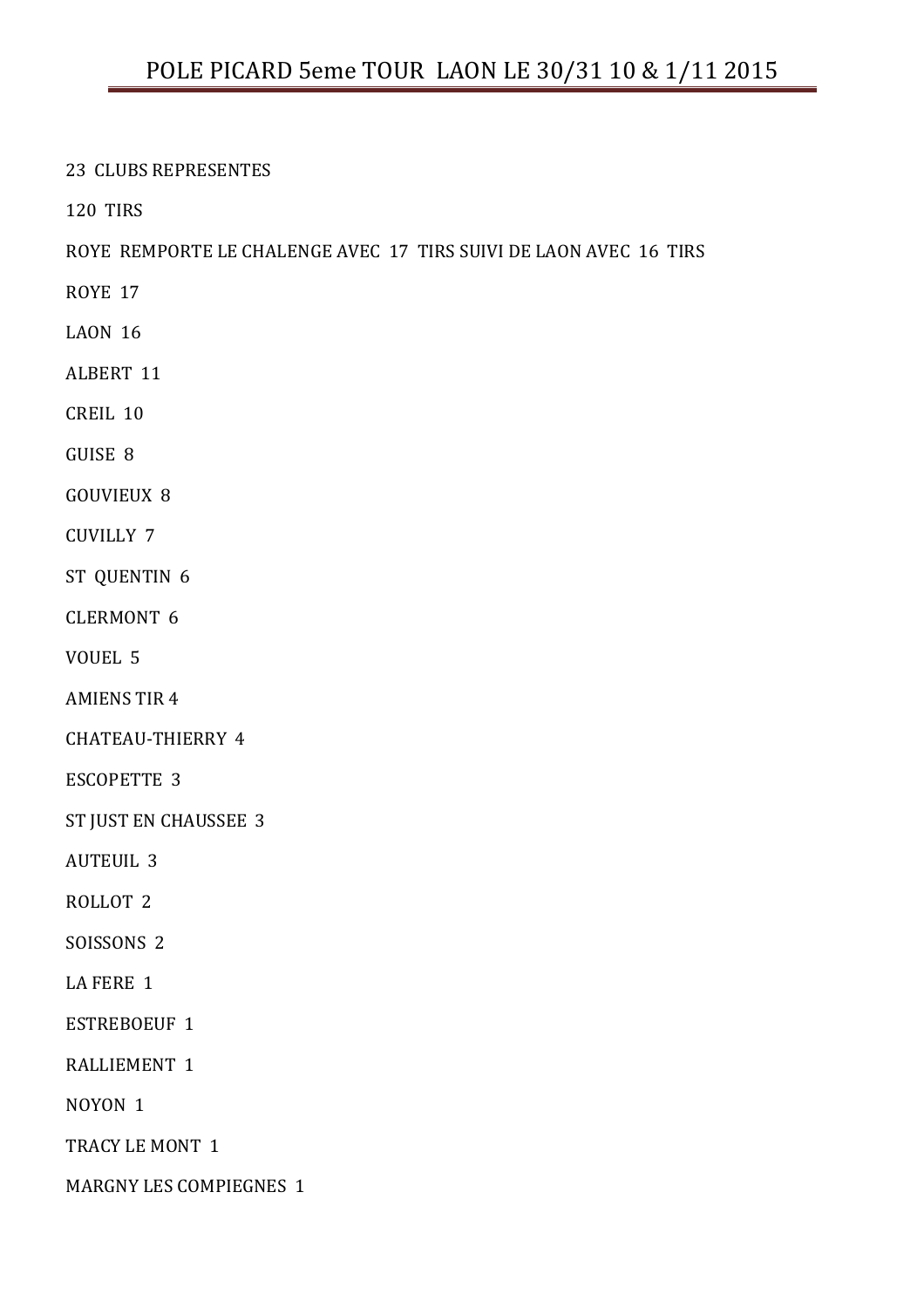# POLE PICARD 5eme TOUR LAON LE 30/31 10 & 1/11 2015

23 CLUBS REPRESENTES

120 TIRS

ROYE REMPORTE LE CHALENGE AVEC 17 TIRS SUIVI DE LAON AVEC 16 TIRS

ROYE 17

LAON 16

ALBERT 11

CREIL 10

GUISE 8

GOUVIEUX 8

CUVILLY 7

ST QUENTIN 6

CLERMONT 6

VOUEL 5

AMIENS TIR 4

CHATEAU-THIERRY 4

ESCOPETTE 3

ST JUST EN CHAUSSEE 3

AUTEUIL 3

ROLLOT 2

SOISSONS 2

LA FERE 1

ESTREBOEUF 1

RALLIEMENT 1

NOYON 1

TRACY LE MONT 1

MARGNY LES COMPIEGNES 1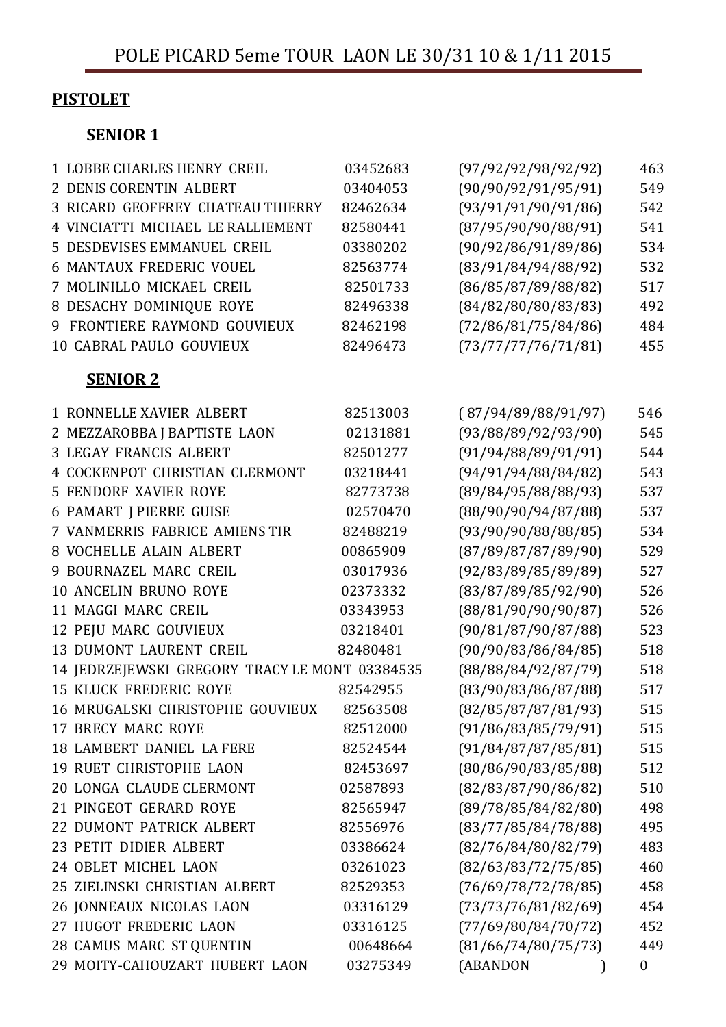# POLE PICARD 5eme TOUR LAON LE 30/31 10 & 1/11 2015

## PISTOLET

### SENIOR 1

| Rang | Nom | Licence | Séries | Total |
|---|---|---|---|---|
| 1 | LOBBE CHARLES HENRY CREIL | 03452683 | (97/92/92/98/92/92) | 463 |
| 2 | DENIS CORENTIN ALBERT | 03404053 | (90/90/92/91/95/91) | 549 |
| 3 | RICARD GEOFFREY CHATEAU THIERRY | 82462634 | (93/91/91/90/91/86) | 542 |
| 4 | VINCIATTI MICHAEL LE RALLIEMENT | 82580441 | (87/95/90/90/88/91) | 541 |
| 5 | DESDEVISES EMMANUEL CREIL | 03380202 | (90/92/86/91/89/86) | 534 |
| 6 | MANTAUX FREDERIC VOUEL | 82563774 | (83/91/84/94/88/92) | 532 |
| 7 | MOLINILLO MICKAEL CREIL | 82501733 | (86/85/87/89/88/82) | 517 |
| 8 | DESACHY DOMINIQUE ROYE | 82496338 | (84/82/80/80/83/83) | 492 |
| 9 | FRONTIERE RAYMOND GOUVIEUX | 82462198 | (72/86/81/75/84/86) | 484 |
| 10 | CABRAL PAULO GOUVIEUX | 82496473 | (73/77/77/76/71/81) | 455 |

### SENIOR 2

| Rang | Nom | Licence | Séries | Total |
|---|---|---|---|---|
| 1 | RONNELLE XAVIER ALBERT | 82513003 | ( 87/94/89/88/91/97) | 546 |
| 2 | MEZZAROBBA J BAPTISTE LAON | 02131881 | (93/88/89/92/93/90) | 545 |
| 3 | LEGAY FRANCIS ALBERT | 82501277 | (91/94/88/89/91/91) | 544 |
| 4 | COCKENPOT CHRISTIAN CLERMONT | 03218441 | (94/91/94/88/84/82) | 543 |
| 5 | FENDORF XAVIER ROYE | 82773738 | (89/84/95/88/88/93) | 537 |
| 6 | PAMART J PIERRE GUISE | 02570470 | (88/90/90/94/87/88) | 537 |
| 7 | VANMERRIS FABRICE AMIENS TIR | 82488219 | (93/90/90/88/88/85) | 534 |
| 8 | VOCHELLE ALAIN ALBERT | 00865909 | (87/89/87/87/89/90) | 529 |
| 9 | BOURNAZEL MARC CREIL | 03017936 | (92/83/89/85/89/89) | 527 |
| 10 | ANCELIN BRUNO ROYE | 02373332 | (83/87/89/85/92/90) | 526 |
| 11 | MAGGI MARC CREIL | 03343953 | (88/81/90/90/90/87) | 526 |
| 12 | PEJU MARC GOUVIEUX | 03218401 | (90/81/87/90/87/88) | 523 |
| 13 | DUMONT LAURENT CREIL | 82480481 | (90/90/83/86/84/85) | 518 |
| 14 | JEDRZEJEWSKI GREGORY TRACY LE MONT | 03384535 | (88/88/84/92/87/79) | 518 |
| 15 | KLUCK FREDERIC ROYE | 82542955 | (83/90/83/86/87/88) | 517 |
| 16 | MRUGALSKI CHRISTOPHE GOUVIEUX | 82563508 | (82/85/87/87/81/93) | 515 |
| 17 | BRECY MARC ROYE | 82512000 | (91/86/83/85/79/91) | 515 |
| 18 | LAMBERT DANIEL LA FERE | 82524544 | (91/84/87/87/85/81) | 515 |
| 19 | RUET CHRISTOPHE LAON | 82453697 | (80/86/90/83/85/88) | 512 |
| 20 | LONGA CLAUDE CLERMONT | 02587893 | (82/83/87/90/86/82) | 510 |
| 21 | PINGEOT GERARD ROYE | 82565947 | (89/78/85/84/82/80) | 498 |
| 22 | DUMONT PATRICK ALBERT | 82556976 | (83/77/85/84/78/88) | 495 |
| 23 | PETIT DIDIER ALBERT | 03386624 | (82/76/84/80/82/79) | 483 |
| 24 | OBLET MICHEL LAON | 03261023 | (82/63/83/72/75/85) | 460 |
| 25 | ZIELINSKI CHRISTIAN ALBERT | 82529353 | (76/69/78/72/78/85) | 458 |
| 26 | JONNEAUX NICOLAS LAON | 03316129 | (73/73/76/81/82/69) | 454 |
| 27 | HUGOT FREDERIC LAON | 03316125 | (77/69/80/84/70/72) | 452 |
| 28 | CAMUS MARC ST QUENTIN | 00648664 | (81/66/74/80/75/73) | 449 |
| 29 | MOITY-CAHOUZART HUBERT LAON | 03275349 | (ABANDON ) | 0 |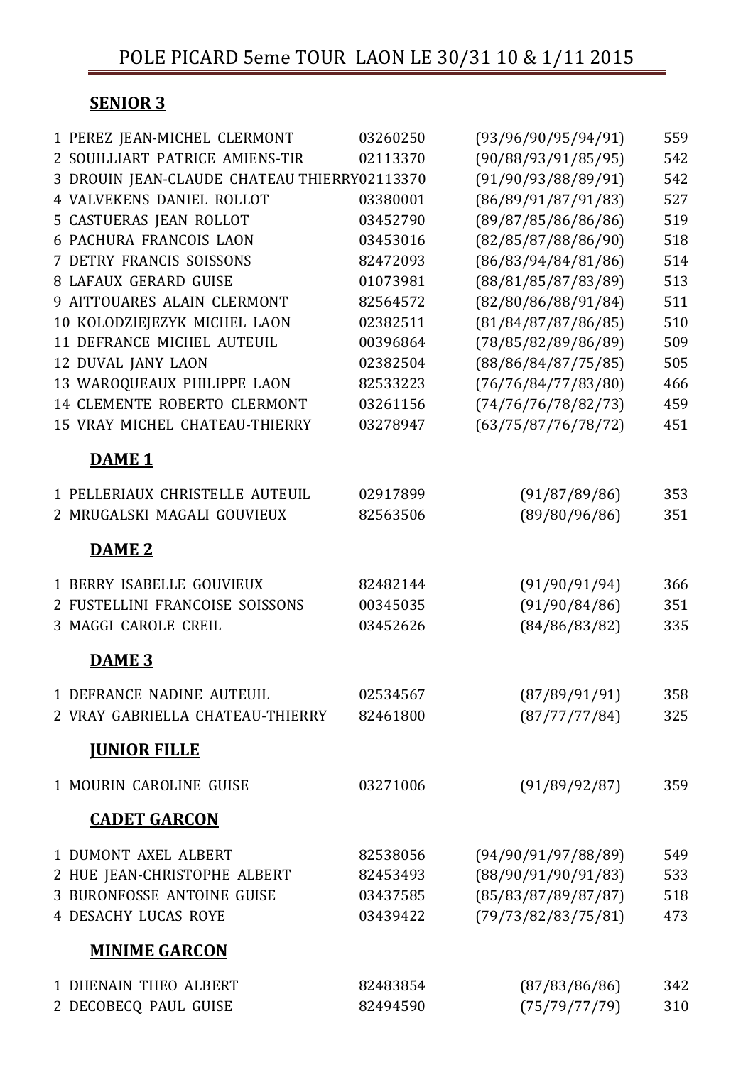# POLE PICARD 5eme TOUR LAON LE 30/31 10 & 1/11 2015

## SENIOR 3

| | | | | |
|---|---|---|---|---|
| 1 | PEREZ JEAN-MICHEL CLERMONT | 03260250 | (93/96/90/95/94/91) | 559 |
| 2 | SOUILLIART PATRICE AMIENS-TIR | 02113370 | (90/88/93/91/85/95) | 542 |
| 3 | DROUIN JEAN-CLAUDE CHATEAU THIERRY | 02113370 | (91/90/93/88/89/91) | 542 |
| 4 | VALVEKENS DANIEL ROLLOT | 03380001 | (86/89/91/87/91/83) | 527 |
| 5 | CASTUERAS JEAN ROLLOT | 03452790 | (89/87/85/86/86/86) | 519 |
| 6 | PACHURA FRANCOIS LAON | 03453016 | (82/85/87/88/86/90) | 518 |
| 7 | DETRY FRANCIS SOISSONS | 82472093 | (86/83/94/84/81/86) | 514 |
| 8 | LAFAUX GERARD GUISE | 01073981 | (88/81/85/87/83/89) | 513 |
| 9 | AITTOUARES ALAIN CLERMONT | 82564572 | (82/80/86/88/91/84) | 511 |
| 10 | KOLODZIEJEZYK MICHEL LAON | 02382511 | (81/84/87/87/86/85) | 510 |
| 11 | DEFRANCE MICHEL AUTEUIL | 00396864 | (78/85/82/89/86/89) | 509 |
| 12 | DUVAL JANY LAON | 02382504 | (88/86/84/87/75/85) | 505 |
| 13 | WAROQUEAUX PHILIPPE LAON | 82533223 | (76/76/84/77/83/80) | 466 |
| 14 | CLEMENTE ROBERTO CLERMONT | 03261156 | (74/76/76/78/82/73) | 459 |
| 15 | VRAY MICHEL CHATEAU-THIERRY | 03278947 | (63/75/87/76/78/72) | 451 |

## DAME 1

| | | | | |
|---|---|---|---|---|
| 1 | PELLERIAUX CHRISTELLE AUTEUIL | 02917899 | (91/87/89/86) | 353 |
| 2 | MRUGALSKI MAGALI GOUVIEUX | 82563506 | (89/80/96/86) | 351 |

## DAME 2

| | | | | |
|---|---|---|---|---|
| 1 | BERRY ISABELLE GOUVIEUX | 82482144 | (91/90/91/94) | 366 |
| 2 | FUSTELLINI FRANCOISE SOISSONS | 00345035 | (91/90/84/86) | 351 |
| 3 | MAGGI CAROLE CREIL | 03452626 | (84/86/83/82) | 335 |

## DAME 3

| | | | | |
|---|---|---|---|---|
| 1 | DEFRANCE NADINE AUTEUIL | 02534567 | (87/89/91/91) | 358 |
| 2 | VRAY GABRIELLA CHATEAU-THIERRY | 82461800 | (87/77/77/84) | 325 |

## JUNIOR FILLE

| | | | | |
|---|---|---|---|---|
| 1 | MOURIN CAROLINE GUISE | 03271006 | (91/89/92/87) | 359 |

## CADET GARCON

| | | | | |
|---|---|---|---|---|
| 1 | DUMONT AXEL ALBERT | 82538056 | (94/90/91/97/88/89) | 549 |
| 2 | HUE JEAN-CHRISTOPHE ALBERT | 82453493 | (88/90/91/90/91/83) | 533 |
| 3 | BURONFOSSE ANTOINE GUISE | 03437585 | (85/83/87/89/87/87) | 518 |
| 4 | DESACHY LUCAS ROYE | 03439422 | (79/73/82/83/75/81) | 473 |

## MINIME GARCON

| | | | | |
|---|---|---|---|---|
| 1 | DHENAIN THEO ALBERT | 82483854 | (87/83/86/86) | 342 |
| 2 | DECOBECQ PAUL GUISE | 82494590 | (75/79/77/79) | 310 |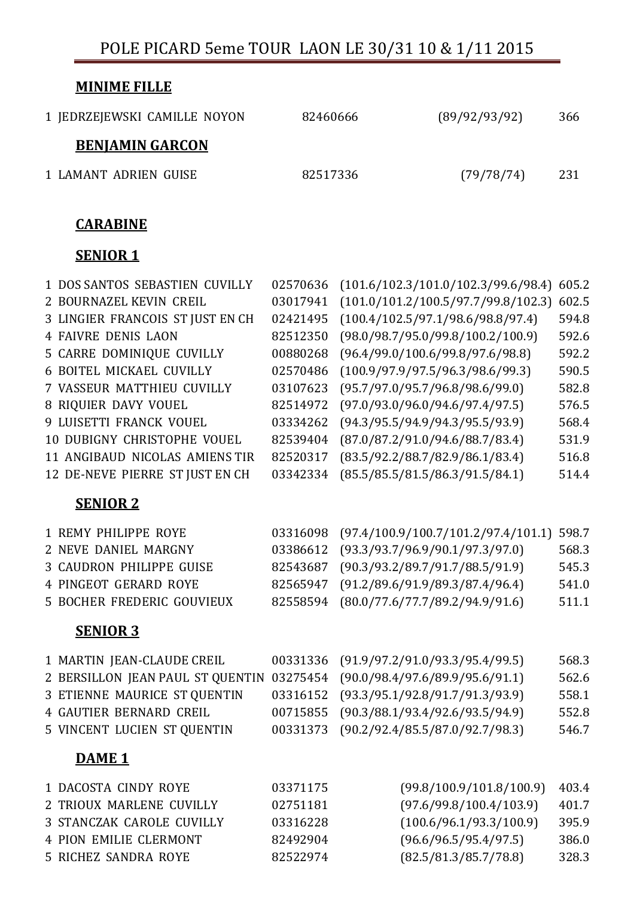# POLE PICARD 5eme TOUR LAON LE 30/31 10 & 1/11 2015

**MINIME FILLE**

| | | | | |
|---|---|---|---|---|
| 1 | JEDRZEJEWSKI CAMILLE NOYON | 82460666 | (89/92/93/92) | 366 |

**BENJAMIN GARCON**

| | | | | |
|---|---|---|---|---|
| 1 | LAMANT ADRIEN GUISE | 82517336 | (79/78/74) | 231 |

**CARABINE**

**SENIOR 1**

| | | | | |
|---|---|---|---|---|
| 1 | DOS SANTOS SEBASTIEN CUVILLY | 02570636 | (101.6/102.3/101.0/102.3/99.6/98.4) | 605.2 |
| 2 | BOURNAZEL KEVIN CREIL | 03017941 | (101.0/101.2/100.5/97.7/99.8/102.3) | 602.5 |
| 3 | LINGIER FRANCOIS ST JUST EN CH | 02421495 | (100.4/102.5/97.1/98.6/98.8/97.4) | 594.8 |
| 4 | FAIVRE DENIS LAON | 82512350 | (98.0/98.7/95.0/99.8/100.2/100.9) | 592.6 |
| 5 | CARRE DOMINIQUE CUVILLY | 00880268 | (96.4/99.0/100.6/99.8/97.6/98.8) | 592.2 |
| 6 | BOITEL MICKAEL CUVILLY | 02570486 | (100.9/97.9/97.5/96.3/98.6/99.3) | 590.5 |
| 7 | VASSEUR MATTHIEU CUVILLY | 03107623 | (95.7/97.0/95.7/96.8/98.6/99.0) | 582.8 |
| 8 | RIQUIER DAVY VOUEL | 82514972 | (97.0/93.0/96.0/94.6/97.4/97.5) | 576.5 |
| 9 | LUISETTI FRANCK VOUEL | 03334262 | (94.3/95.5/94.9/94.3/95.5/93.9) | 568.4 |
| 10 | DUBIGNY CHRISTOPHE VOUEL | 82539404 | (87.0/87.2/91.0/94.6/88.7/83.4) | 531.9 |
| 11 | ANGIBAUD NICOLAS AMIENS TIR | 82520317 | (83.5/92.2/88.7/82.9/86.1/83.4) | 516.8 |
| 12 | DE-NEVE PIERRE ST JUST EN CH | 03342334 | (85.5/85.5/81.5/86.3/91.5/84.1) | 514.4 |

**SENIOR 2**

| | | | | |
|---|---|---|---|---|
| 1 | REMY PHILIPPE ROYE | 03316098 | (97.4/100.9/100.7/101.2/97.4/101.1) | 598.7 |
| 2 | NEVE DANIEL MARGNY | 03386612 | (93.3/93.7/96.9/90.1/97.3/97.0) | 568.3 |
| 3 | CAUDRON PHILIPPE GUISE | 82543687 | (90.3/93.2/89.7/91.7/88.5/91.9) | 545.3 |
| 4 | PINGEOT GERARD ROYE | 82565947 | (91.2/89.6/91.9/89.3/87.4/96.4) | 541.0 |
| 5 | BOCHER FREDERIC GOUVIEUX | 82558594 | (80.0/77.6/77.7/89.2/94.9/91.6) | 511.1 |

**SENIOR 3**

| | | | | |
|---|---|---|---|---|
| 1 | MARTIN JEAN-CLAUDE CREIL | 00331336 | (91.9/97.2/91.0/93.3/95.4/99.5) | 568.3 |
| 2 | BERSILLON JEAN PAUL ST QUENTIN | 03275454 | (90.0/98.4/97.6/89.9/95.6/91.1) | 562.6 |
| 3 | ETIENNE MAURICE ST QUENTIN | 03316152 | (93.3/95.1/92.8/91.7/91.3/93.9) | 558.1 |
| 4 | GAUTIER BERNARD CREIL | 00715855 | (90.3/88.1/93.4/92.6/93.5/94.9) | 552.8 |
| 5 | VINCENT LUCIEN ST QUENTIN | 00331373 | (90.2/92.4/85.5/87.0/92.7/98.3) | 546.7 |

**DAME 1**

| | | | | |
|---|---|---|---|---|
| 1 | DACOSTA CINDY ROYE | 03371175 | (99.8/100.9/101.8/100.9) | 403.4 |
| 2 | TRIOUX MARLENE CUVILLY | 02751181 | (97.6/99.8/100.4/103.9) | 401.7 |
| 3 | STANCZAK CAROLE CUVILLY | 03316228 | (100.6/96.1/93.3/100.9) | 395.9 |
| 4 | PION EMILIE CLERMONT | 82492904 | (96.6/96.5/95.4/97.5) | 386.0 |
| 5 | RICHEZ SANDRA ROYE | 82522974 | (82.5/81.3/85.7/78.8) | 328.3 |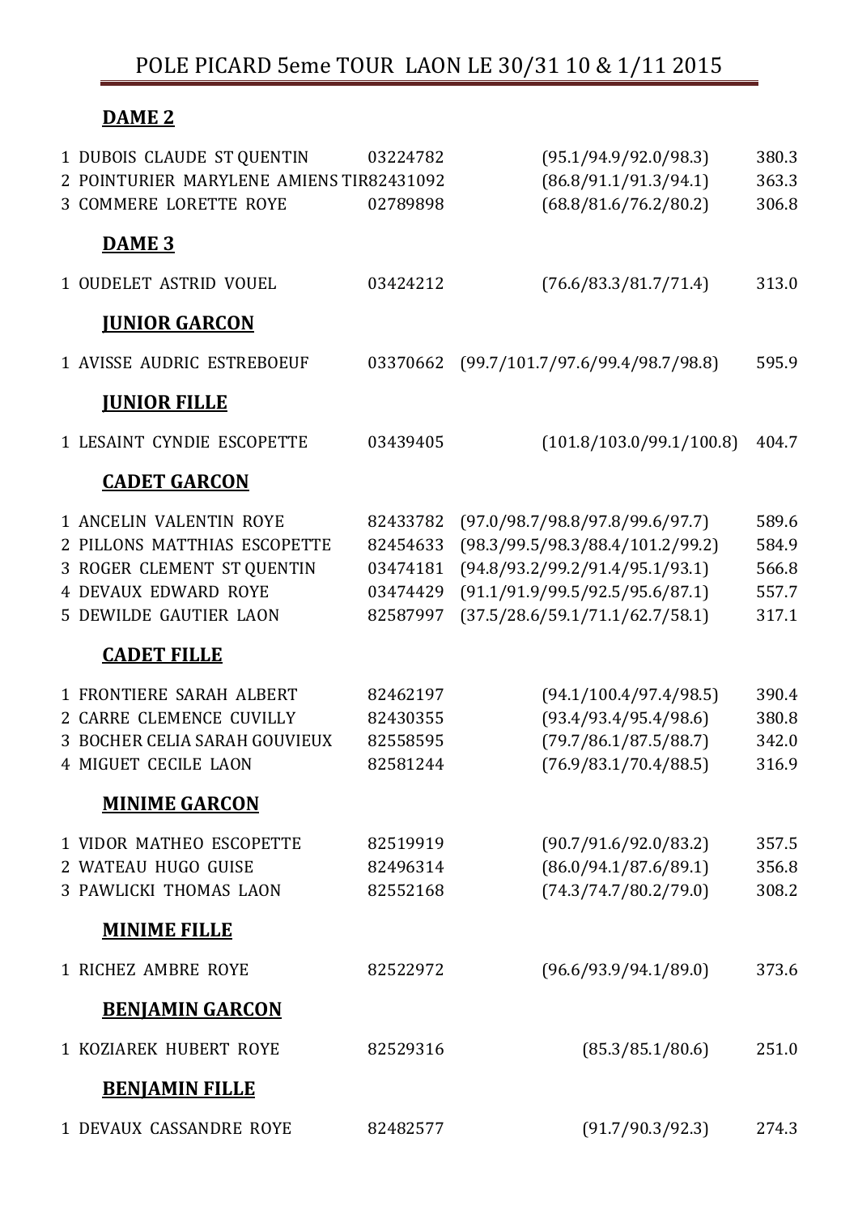# POLE PICARD 5eme TOUR LAON LE 30/31 10 & 1/11 2015

## DAME 2

| Rang | Nom / Club | Licence | Séries | Total |
|---|---|---|---|---|
| 1 | DUBOIS CLAUDE ST QUENTIN | 03224782 | (95.1/94.9/92.0/98.3) | 380.3 |
| 2 | POINTURIER MARYLENE AMIENS TIR | 82431092 | (86.8/91.1/91.3/94.1) | 363.3 |
| 3 | COMMERE LORETTE ROYE | 02789898 | (68.8/81.6/76.2/80.2) | 306.8 |

## DAME 3

| Rang | Nom / Club | Licence | Séries | Total |
|---|---|---|---|---|
| 1 | OUDELET ASTRID VOUEL | 03424212 | (76.6/83.3/81.7/71.4) | 313.0 |

## JUNIOR GARCON

| Rang | Nom / Club | Licence | Séries | Total |
|---|---|---|---|---|
| 1 | AVISSE AUDRIC ESTREBOEUF | 03370662 | (99.7/101.7/97.6/99.4/98.7/98.8) | 595.9 |

## JUNIOR FILLE

| Rang | Nom / Club | Licence | Séries | Total |
|---|---|---|---|---|
| 1 | LESAINT CYNDIE ESCOPETTE | 03439405 | (101.8/103.0/99.1/100.8) | 404.7 |

## CADET GARCON

| Rang | Nom / Club | Licence | Séries | Total |
|---|---|---|---|---|
| 1 | ANCELIN VALENTIN ROYE | 82433782 | (97.0/98.7/98.8/97.8/99.6/97.7) | 589.6 |
| 2 | PILLONS MATTHIAS ESCOPETTE | 82454633 | (98.3/99.5/98.3/88.4/101.2/99.2) | 584.9 |
| 3 | ROGER CLEMENT ST QUENTIN | 03474181 | (94.8/93.2/99.2/91.4/95.1/93.1) | 566.8 |
| 4 | DEVAUX EDWARD ROYE | 03474429 | (91.1/91.9/99.5/92.5/95.6/87.1) | 557.7 |
| 5 | DEWILDE GAUTIER LAON | 82587997 | (37.5/28.6/59.1/71.1/62.7/58.1) | 317.1 |

## CADET FILLE

| Rang | Nom / Club | Licence | Séries | Total |
|---|---|---|---|---|
| 1 | FRONTIERE SARAH ALBERT | 82462197 | (94.1/100.4/97.4/98.5) | 390.4 |
| 2 | CARRE CLEMENCE CUVILLY | 82430355 | (93.4/93.4/95.4/98.6) | 380.8 |
| 3 | BOCHER CELIA SARAH GOUVIEUX | 82558595 | (79.7/86.1/87.5/88.7) | 342.0 |
| 4 | MIGUET CECILE LAON | 82581244 | (76.9/83.1/70.4/88.5) | 316.9 |

## MINIME GARCON

| Rang | Nom / Club | Licence | Séries | Total |
|---|---|---|---|---|
| 1 | VIDOR MATHEO ESCOPETTE | 82519919 | (90.7/91.6/92.0/83.2) | 357.5 |
| 2 | WATEAU HUGO GUISE | 82496314 | (86.0/94.1/87.6/89.1) | 356.8 |
| 3 | PAWLICKI THOMAS LAON | 82552168 | (74.3/74.7/80.2/79.0) | 308.2 |

## MINIME FILLE

| Rang | Nom / Club | Licence | Séries | Total |
|---|---|---|---|---|
| 1 | RICHEZ AMBRE ROYE | 82522972 | (96.6/93.9/94.1/89.0) | 373.6 |

## BENJAMIN GARCON

| Rang | Nom / Club | Licence | Séries | Total |
|---|---|---|---|---|
| 1 | KOZIAREK HUBERT ROYE | 82529316 | (85.3/85.1/80.6) | 251.0 |

## BENJAMIN FILLE

| Rang | Nom / Club | Licence | Séries | Total |
|---|---|---|---|---|
| 1 | DEVAUX CASSANDRE ROYE | 82482577 | (91.7/90.3/92.3) | 274.3 |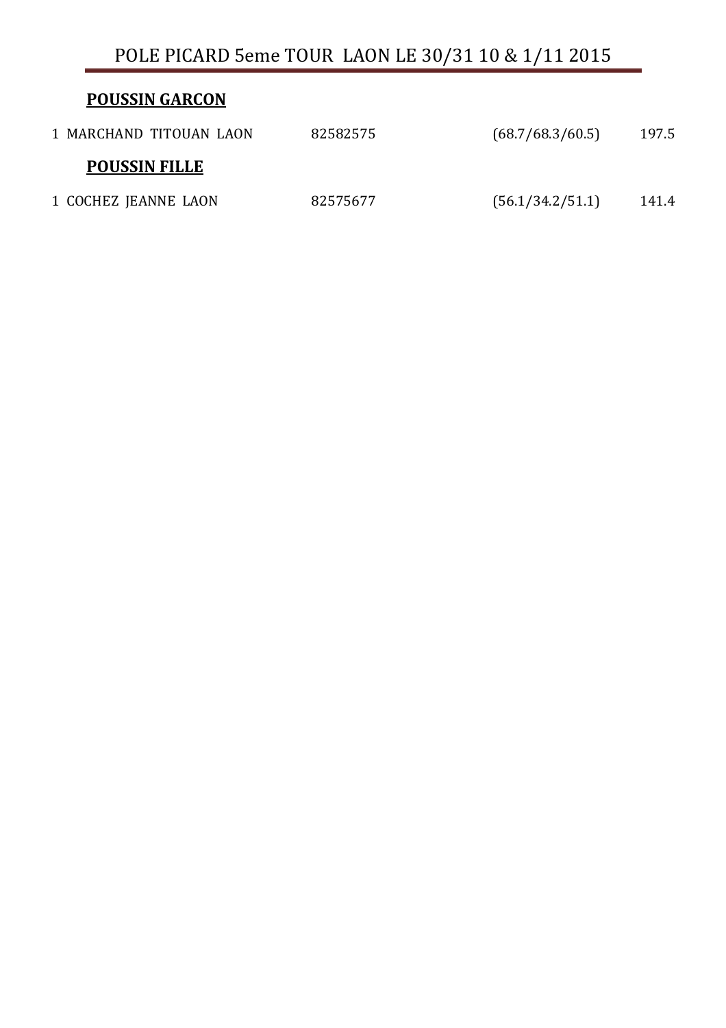# POLE PICARD 5eme TOUR LAON LE 30/31 10 & 1/11 2015

**POUSSIN GARCON**

| | | | |
|---|---|---|---|
| 1 MARCHAND TITOUAN LAON | 82582575 | (68.7/68.3/60.5) | 197.5 |

**POUSSIN FILLE**

| | | | |
|---|---|---|---|
| 1 COCHEZ JEANNE LAON | 82575677 | (56.1/34.2/51.1) | 141.4 |